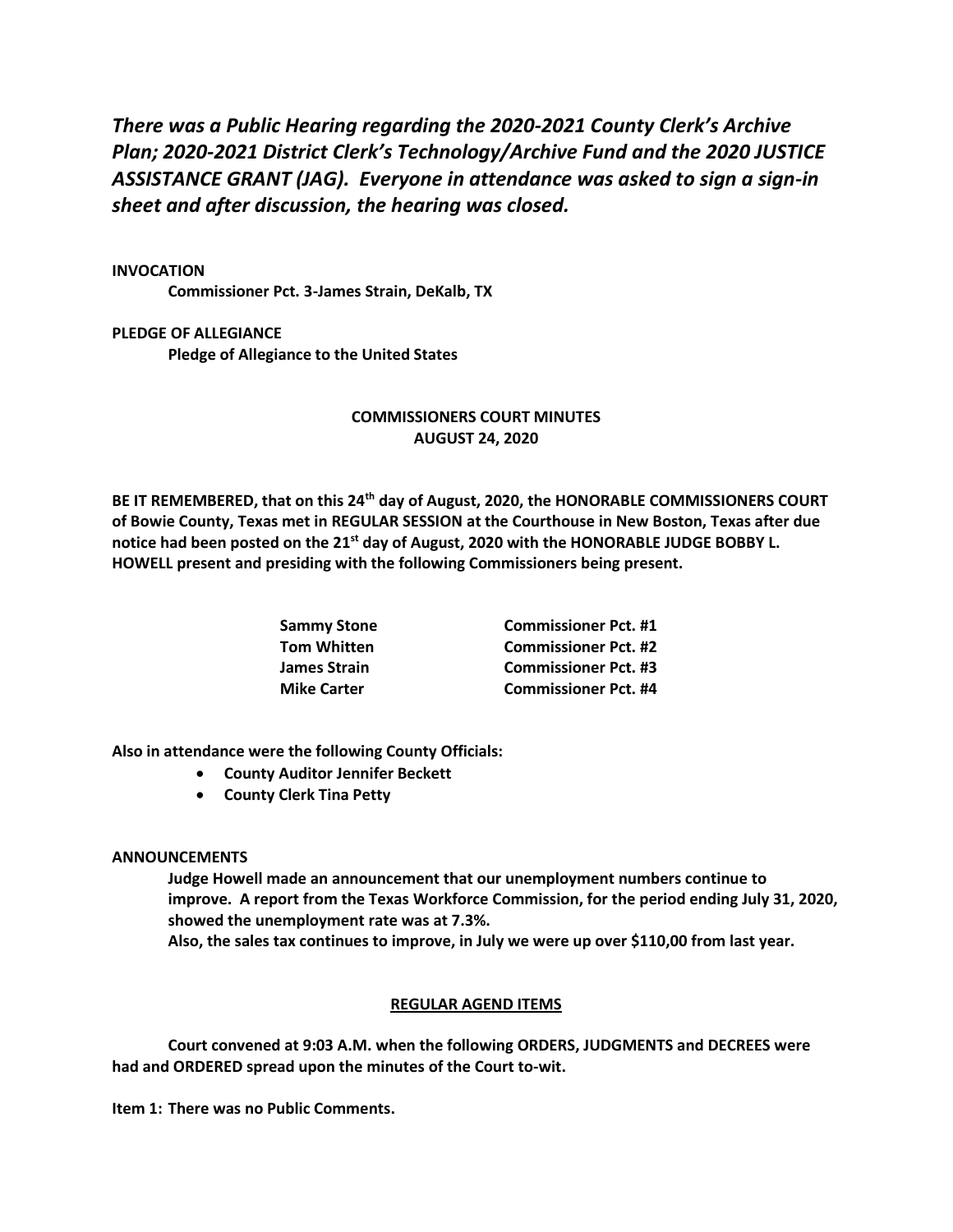***There was a Public Hearing regarding the 2020-2021 County Clerk's Archive Plan; 2020-2021 District Clerk's Technology/Archive Fund and the 2020 JUSTICE ASSISTANCE GRANT (JAG). Everyone in attendance was asked to sign a sign-in sheet and after discussion, the hearing was closed.***

**INVOCATION**

**Commissioner Pct. 3-James Strain, DeKalb, TX**

**PLEDGE OF ALLEGIANCE**

**Pledge of Allegiance to the United States**

**COMMISSIONERS COURT MINUTES**
**AUGUST 24, 2020**

**BE IT REMEMBERED, that on this 24th day of August, 2020, the HONORABLE COMMISSIONERS COURT of Bowie County, Texas met in REGULAR SESSION at the Courthouse in New Boston, Texas after due notice had been posted on the 21st day of August, 2020 with the HONORABLE JUDGE BOBBY L. HOWELL present and presiding with the following Commissioners being present.**

| | |
|---|---|
| **Sammy Stone** | **Commissioner Pct. #1** |
| **Tom Whitten** | **Commissioner Pct. #2** |
| **James Strain** | **Commissioner Pct. #3** |
| **Mike Carter** | **Commissioner Pct. #4** |

**Also in attendance were the following County Officials:**

- **County Auditor Jennifer Beckett**
- **County Clerk Tina Petty**

**ANNOUNCEMENTS**

**Judge Howell made an announcement that our unemployment numbers continue to improve. A report from the Texas Workforce Commission, for the period ending July 31, 2020, showed the unemployment rate was at 7.3%.**

**Also, the sales tax continues to improve, in July we were up over $110,00 from last year.**

**REGULAR AGEND ITEMS**

**Court convened at 9:03 A.M. when the following ORDERS, JUDGMENTS and DECREES were had and ORDERED spread upon the minutes of the Court to-wit.**

**Item 1: There was no Public Comments.**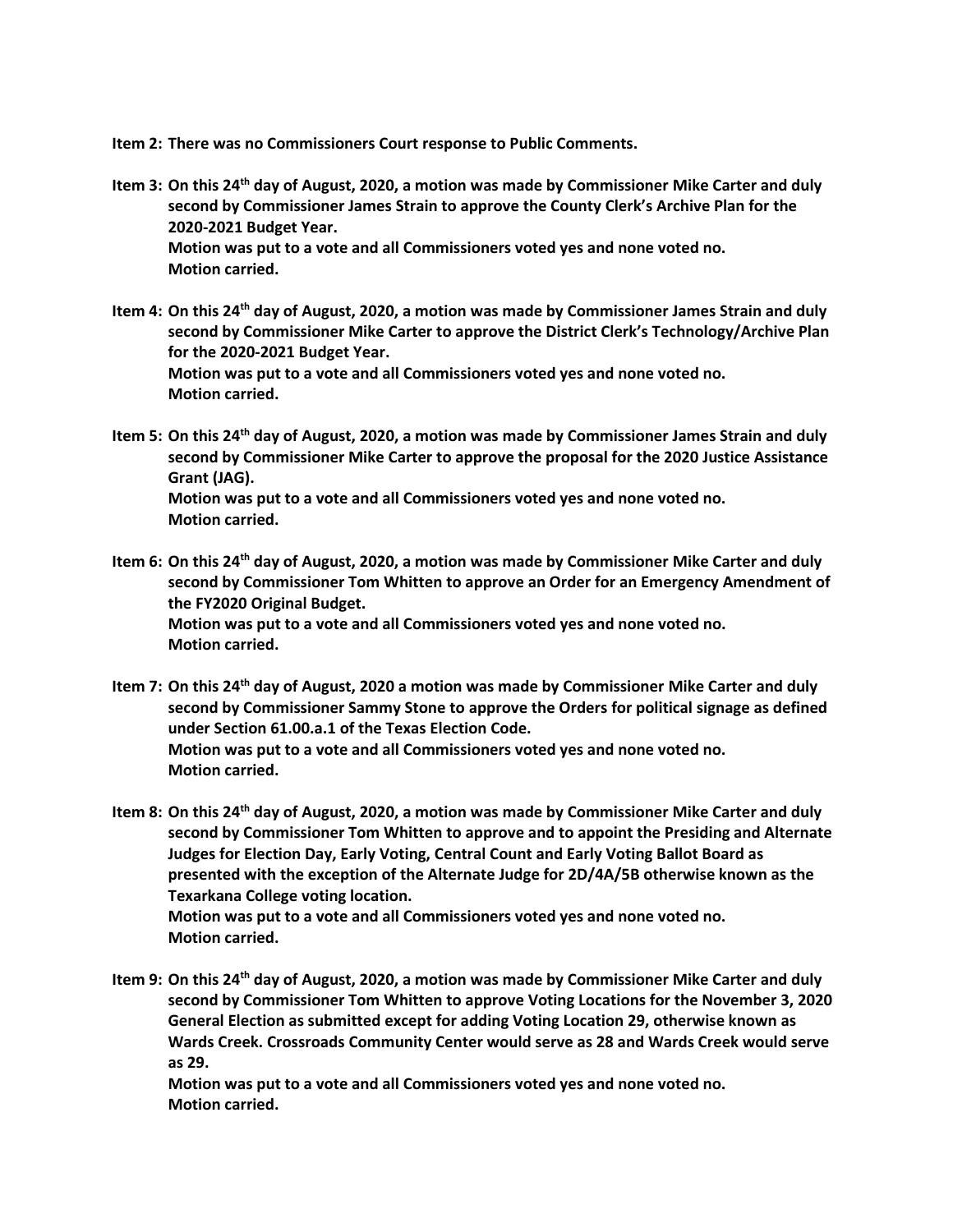**Item 2: There was no Commissioners Court response to Public Comments.**

**Item 3: On this 24th day of August, 2020, a motion was made by Commissioner Mike Carter and duly second by Commissioner James Strain to approve the County Clerk's Archive Plan for the 2020-2021 Budget Year.**
**Motion was put to a vote and all Commissioners voted yes and none voted no.**
**Motion carried.**

**Item 4: On this 24th day of August, 2020, a motion was made by Commissioner James Strain and duly second by Commissioner Mike Carter to approve the District Clerk's Technology/Archive Plan for the 2020-2021 Budget Year.**
**Motion was put to a vote and all Commissioners voted yes and none voted no.**
**Motion carried.**

**Item 5: On this 24th day of August, 2020, a motion was made by Commissioner James Strain and duly second by Commissioner Mike Carter to approve the proposal for the 2020 Justice Assistance Grant (JAG).**
**Motion was put to a vote and all Commissioners voted yes and none voted no.**
**Motion carried.**

**Item 6: On this 24th day of August, 2020, a motion was made by Commissioner Mike Carter and duly second by Commissioner Tom Whitten to approve an Order for an Emergency Amendment of the FY2020 Original Budget.**
**Motion was put to a vote and all Commissioners voted yes and none voted no.**
**Motion carried.**

**Item 7: On this 24th day of August, 2020 a motion was made by Commissioner Mike Carter and duly second by Commissioner Sammy Stone to approve the Orders for political signage as defined under Section 61.00.a.1 of the Texas Election Code.**
**Motion was put to a vote and all Commissioners voted yes and none voted no.**
**Motion carried.**

**Item 8: On this 24th day of August, 2020, a motion was made by Commissioner Mike Carter and duly second by Commissioner Tom Whitten to approve and to appoint the Presiding and Alternate Judges for Election Day, Early Voting, Central Count and Early Voting Ballot Board as presented with the exception of the Alternate Judge for 2D/4A/5B otherwise known as the Texarkana College voting location.**
**Motion was put to a vote and all Commissioners voted yes and none voted no.**
**Motion carried.**

**Item 9: On this 24th day of August, 2020, a motion was made by Commissioner Mike Carter and duly second by Commissioner Tom Whitten to approve Voting Locations for the November 3, 2020 General Election as submitted except for adding Voting Location 29, otherwise known as Wards Creek. Crossroads Community Center would serve as 28 and Wards Creek would serve as 29.**
**Motion was put to a vote and all Commissioners voted yes and none voted no.**
**Motion carried.**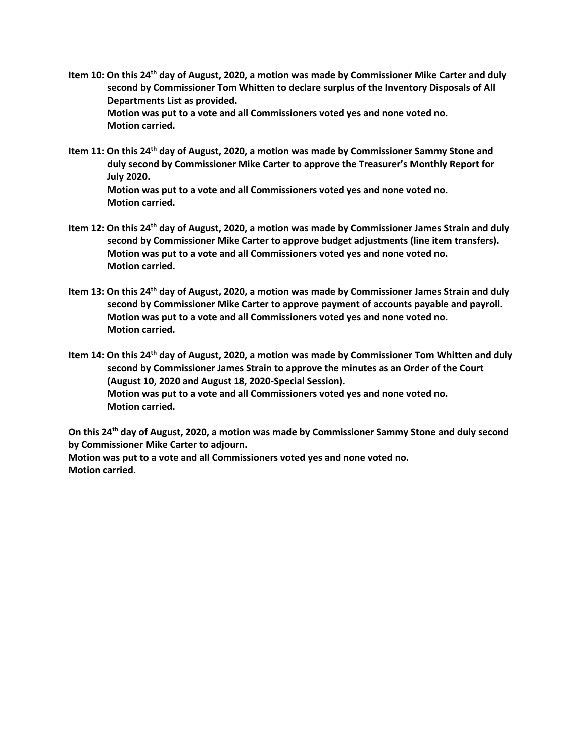**Item 10: On this 24th day of August, 2020, a motion was made by Commissioner Mike Carter and duly second by Commissioner Tom Whitten to declare surplus of the Inventory Disposals of All Departments List as provided.**
**Motion was put to a vote and all Commissioners voted yes and none voted no.**
**Motion carried.**

**Item 11: On this 24th day of August, 2020, a motion was made by Commissioner Sammy Stone and duly second by Commissioner Mike Carter to approve the Treasurer's Monthly Report for July 2020.**
**Motion was put to a vote and all Commissioners voted yes and none voted no.**
**Motion carried.**

**Item 12: On this 24th day of August, 2020, a motion was made by Commissioner James Strain and duly second by Commissioner Mike Carter to approve budget adjustments (line item transfers).**
**Motion was put to a vote and all Commissioners voted yes and none voted no.**
**Motion carried.**

**Item 13: On this 24th day of August, 2020, a motion was made by Commissioner James Strain and duly second by Commissioner Mike Carter to approve payment of accounts payable and payroll.**
**Motion was put to a vote and all Commissioners voted yes and none voted no.**
**Motion carried.**

**Item 14: On this 24th day of August, 2020, a motion was made by Commissioner Tom Whitten and duly second by Commissioner James Strain to approve the minutes as an Order of the Court (August 10, 2020 and August 18, 2020-Special Session).**
**Motion was put to a vote and all Commissioners voted yes and none voted no.**
**Motion carried.**

**On this 24th day of August, 2020, a motion was made by Commissioner Sammy Stone and duly second by Commissioner Mike Carter to adjourn.**
**Motion was put to a vote and all Commissioners voted yes and none voted no.**
**Motion carried.**